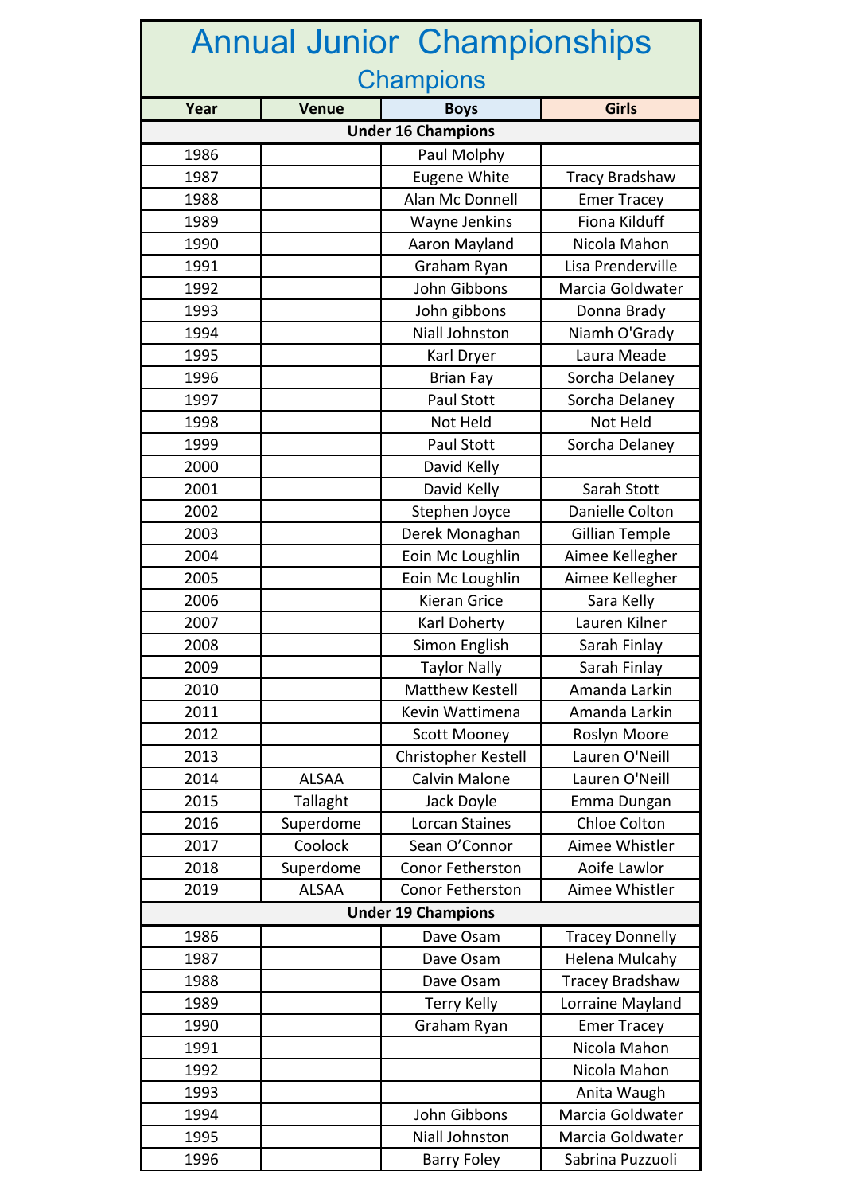# Annual Junior Championships

## Champions

| Year | Venue | Boys | Girls |
|---|---|---|---|
| **Under 16 Champions** | | | |
| 1986 | | Paul Molphy | |
| 1987 | | Eugene White | Tracy Bradshaw |
| 1988 | | Alan Mc Donnell | Emer Tracey |
| 1989 | | Wayne Jenkins | Fiona Kilduff |
| 1990 | | Aaron Mayland | Nicola Mahon |
| 1991 | | Graham Ryan | Lisa Prenderville |
| 1992 | | John Gibbons | Marcia Goldwater |
| 1993 | | John gibbons | Donna Brady |
| 1994 | | Niall Johnston | Niamh O'Grady |
| 1995 | | Karl Dryer | Laura Meade |
| 1996 | | Brian Fay | Sorcha Delaney |
| 1997 | | Paul Stott | Sorcha Delaney |
| 1998 | | Not Held | Not Held |
| 1999 | | Paul Stott | Sorcha Delaney |
| 2000 | | David Kelly | |
| 2001 | | David Kelly | Sarah Stott |
| 2002 | | Stephen Joyce | Danielle Colton |
| 2003 | | Derek Monaghan | Gillian Temple |
| 2004 | | Eoin Mc Loughlin | Aimee Kellegher |
| 2005 | | Eoin Mc Loughlin | Aimee Kellegher |
| 2006 | | Kieran Grice | Sara Kelly |
| 2007 | | Karl Doherty | Lauren Kilner |
| 2008 | | Simon English | Sarah Finlay |
| 2009 | | Taylor Nally | Sarah Finlay |
| 2010 | | Matthew Kestell | Amanda Larkin |
| 2011 | | Kevin Wattimena | Amanda Larkin |
| 2012 | | Scott Mooney | Roslyn Moore |
| 2013 | | Christopher Kestell | Lauren O'Neill |
| 2014 | ALSAA | Calvin Malone | Lauren O'Neill |
| 2015 | Tallaght | Jack Doyle | Emma Dungan |
| 2016 | Superdome | Lorcan Staines | Chloe Colton |
| 2017 | Coolock | Sean O'Connor | Aimee Whistler |
| 2018 | Superdome | Conor Fetherston | Aoife Lawlor |
| 2019 | ALSAA | Conor Fetherston | Aimee Whistler |
| **Under 19 Champions** | | | |
| 1986 | | Dave Osam | Tracey Donnelly |
| 1987 | | Dave Osam | Helena Mulcahy |
| 1988 | | Dave Osam | Tracey Bradshaw |
| 1989 | | Terry Kelly | Lorraine Mayland |
| 1990 | | Graham Ryan | Emer Tracey |
| 1991 | | | Nicola Mahon |
| 1992 | | | Nicola Mahon |
| 1993 | | | Anita Waugh |
| 1994 | | John Gibbons | Marcia Goldwater |
| 1995 | | Niall Johnston | Marcia Goldwater |
| 1996 | | Barry Foley | Sabrina Puzzuoli |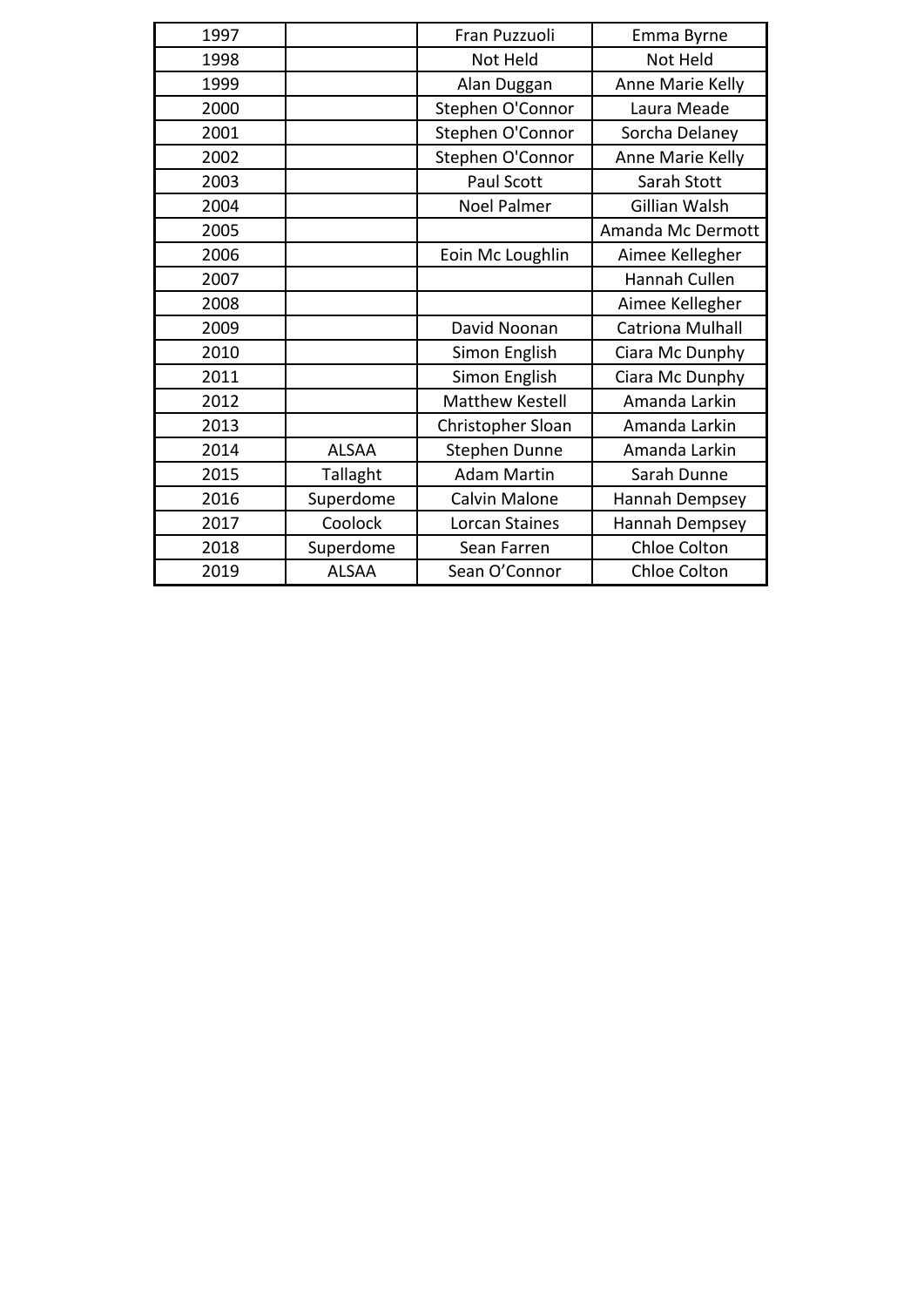| | | | |
|---|---|---|---|
| 1997 | | Fran Puzzuoli | Emma Byrne |
| 1998 | | Not Held | Not Held |
| 1999 | | Alan Duggan | Anne Marie Kelly |
| 2000 | | Stephen O'Connor | Laura Meade |
| 2001 | | Stephen O'Connor | Sorcha Delaney |
| 2002 | | Stephen O'Connor | Anne Marie Kelly |
| 2003 | | Paul Scott | Sarah Stott |
| 2004 | | Noel Palmer | Gillian Walsh |
| 2005 | | | Amanda Mc Dermott |
| 2006 | | Eoin Mc Loughlin | Aimee Kellegher |
| 2007 | | | Hannah Cullen |
| 2008 | | | Aimee Kellegher |
| 2009 | | David Noonan | Catriona Mulhall |
| 2010 | | Simon English | Ciara Mc Dunphy |
| 2011 | | Simon English | Ciara Mc Dunphy |
| 2012 | | Matthew Kestell | Amanda Larkin |
| 2013 | | Christopher Sloan | Amanda Larkin |
| 2014 | ALSAA | Stephen Dunne | Amanda Larkin |
| 2015 | Tallaght | Adam Martin | Sarah Dunne |
| 2016 | Superdome | Calvin Malone | Hannah Dempsey |
| 2017 | Coolock | Lorcan Staines | Hannah Dempsey |
| 2018 | Superdome | Sean Farren | Chloe Colton |
| 2019 | ALSAA | Sean O'Connor | Chloe Colton |